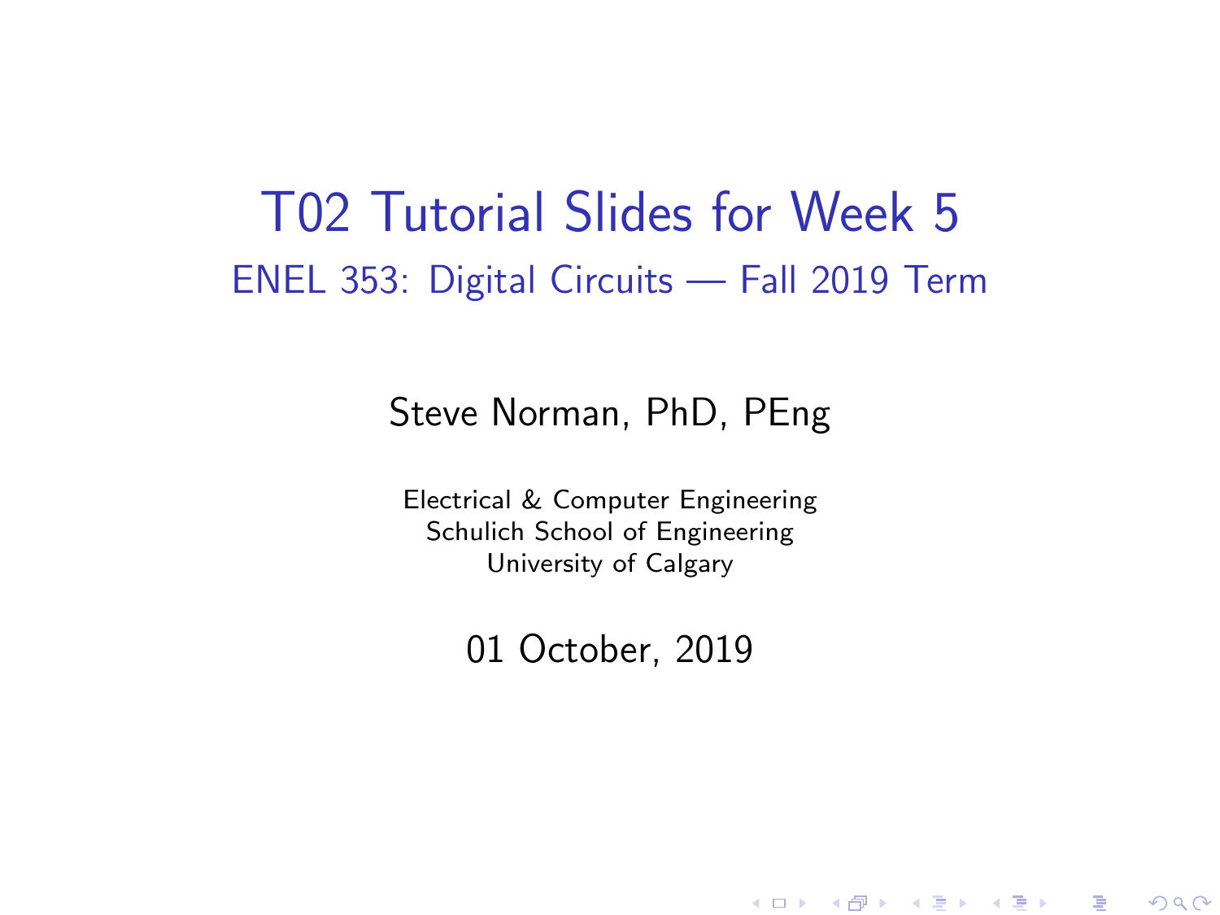# T02 Tutorial Slides for Week 5

## ENEL 353: Digital Circuits — Fall 2019 Term

Steve Norman, PhD, PEng

Electrical & Computer Engineering
Schulich School of Engineering
University of Calgary

01 October, 2019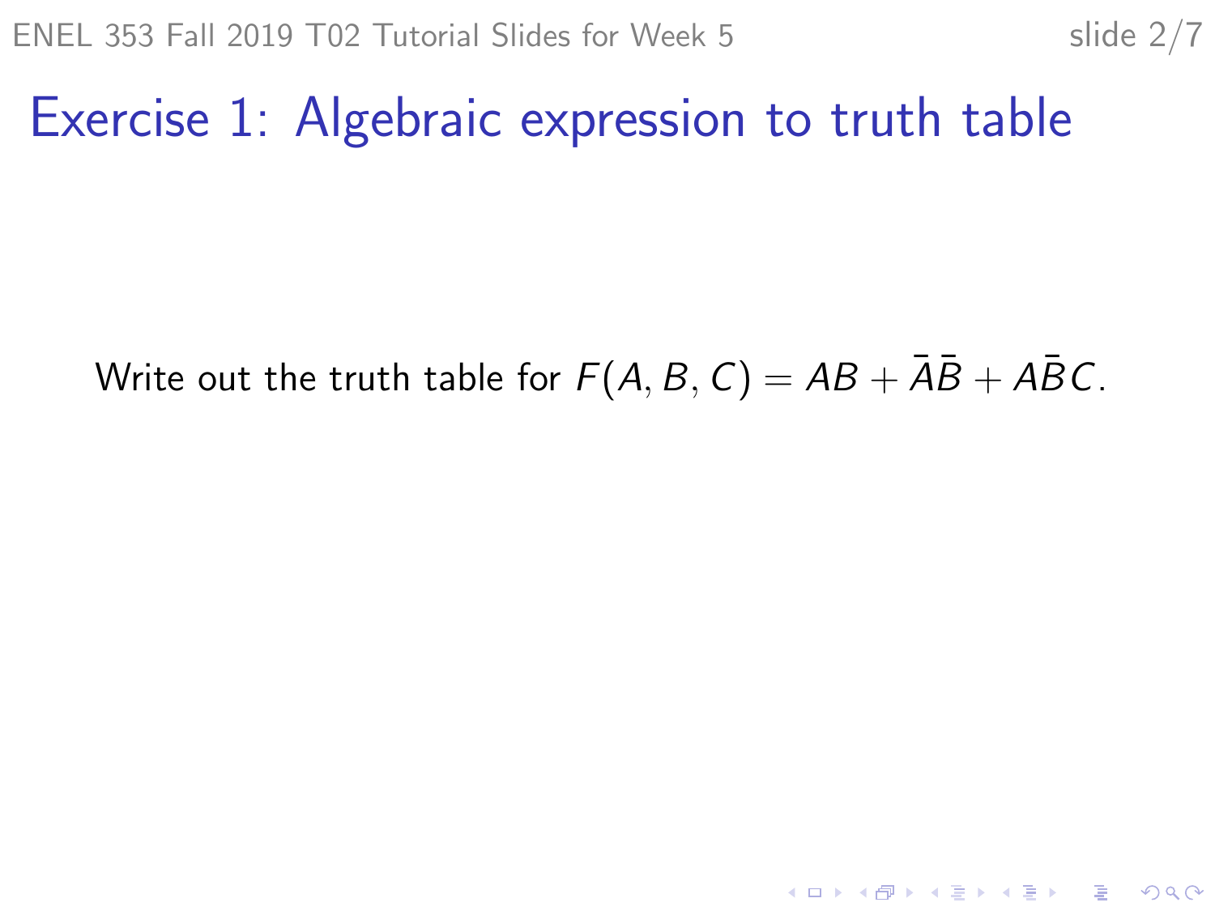# Exercise 1: Algebraic expression to truth table

Write out the truth table for $F(A, B, C) = AB + \bar{A}\bar{B} + A\bar{B}C$.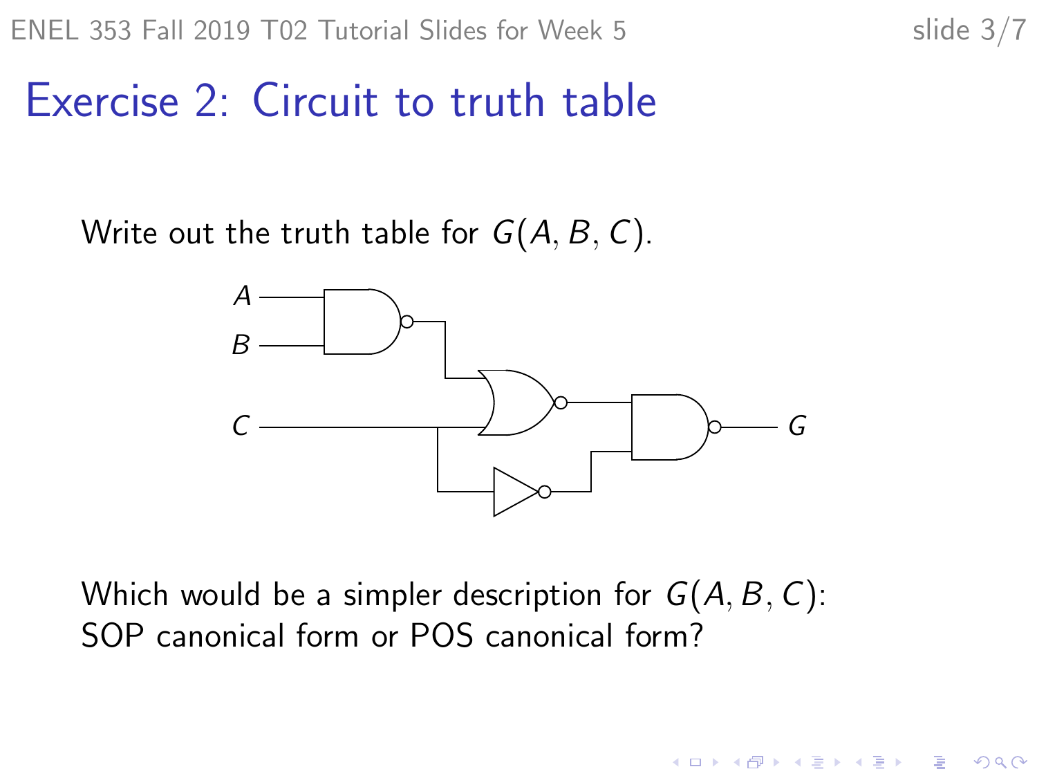# Exercise 2: Circuit to truth table

Write out the truth table for $G(A, B, C)$.

Which would be a simpler description for $G(A, B, C)$: SOP canonical form or POS canonical form?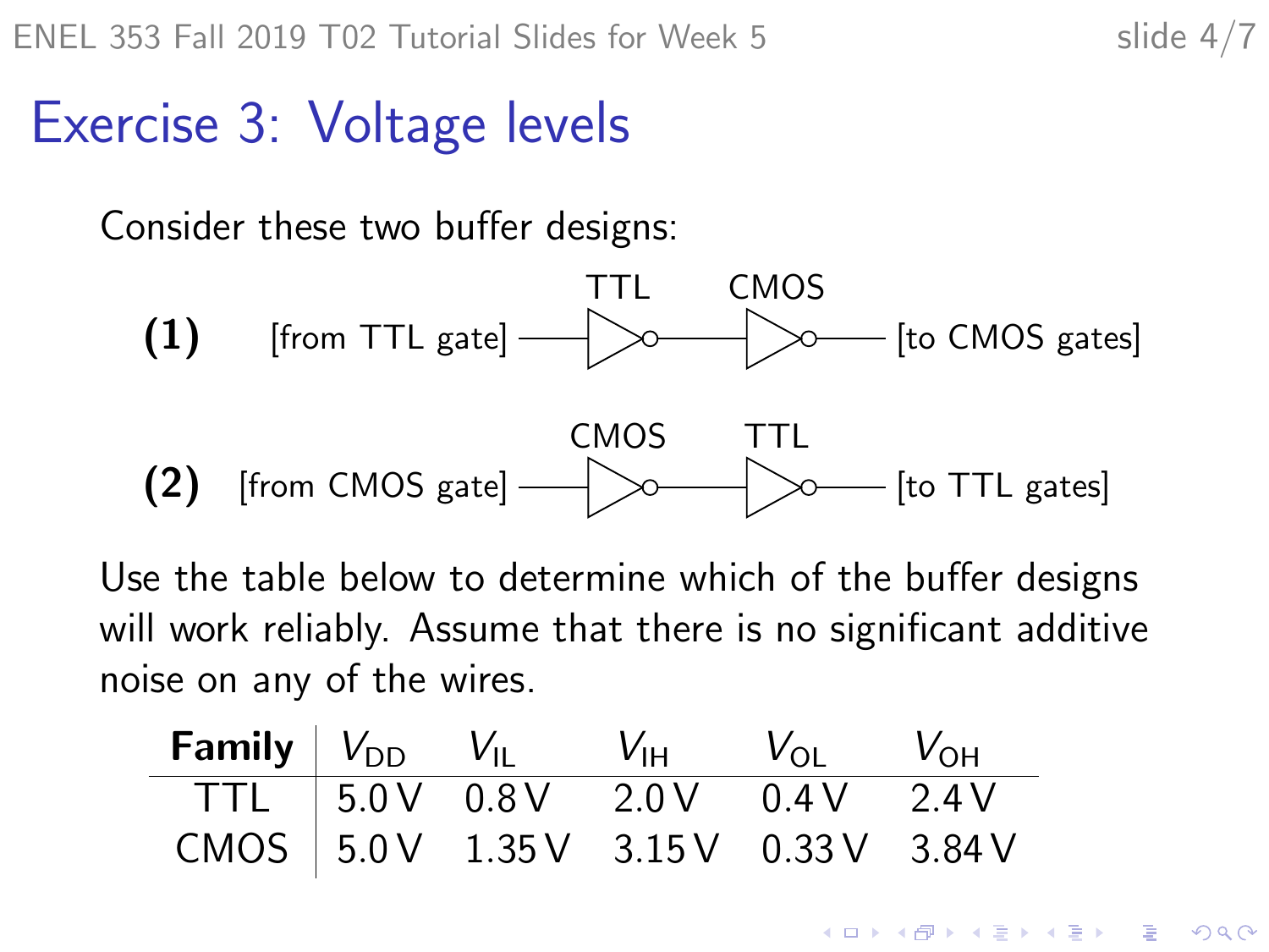# Exercise 3: Voltage levels

Consider these two buffer designs:

**(1)** [from TTL gate] — TTL — CMOS — [to CMOS gates]

**(2)** [from CMOS gate] — CMOS — TTL — [to TTL gates]

Use the table below to determine which of the buffer designs will work reliably. Assume that there is no significant additive noise on any of the wires.

| **Family** | $V_{DD}$ | $V_{IL}$ | $V_{IH}$ | $V_{OL}$ | $V_{OH}$ |
|---|---|---|---|---|---|
| TTL | 5.0 V | 0.8 V | 2.0 V | 0.4 V | 2.4 V |
| CMOS | 5.0 V | 1.35 V | 3.15 V | 0.33 V | 3.84 V |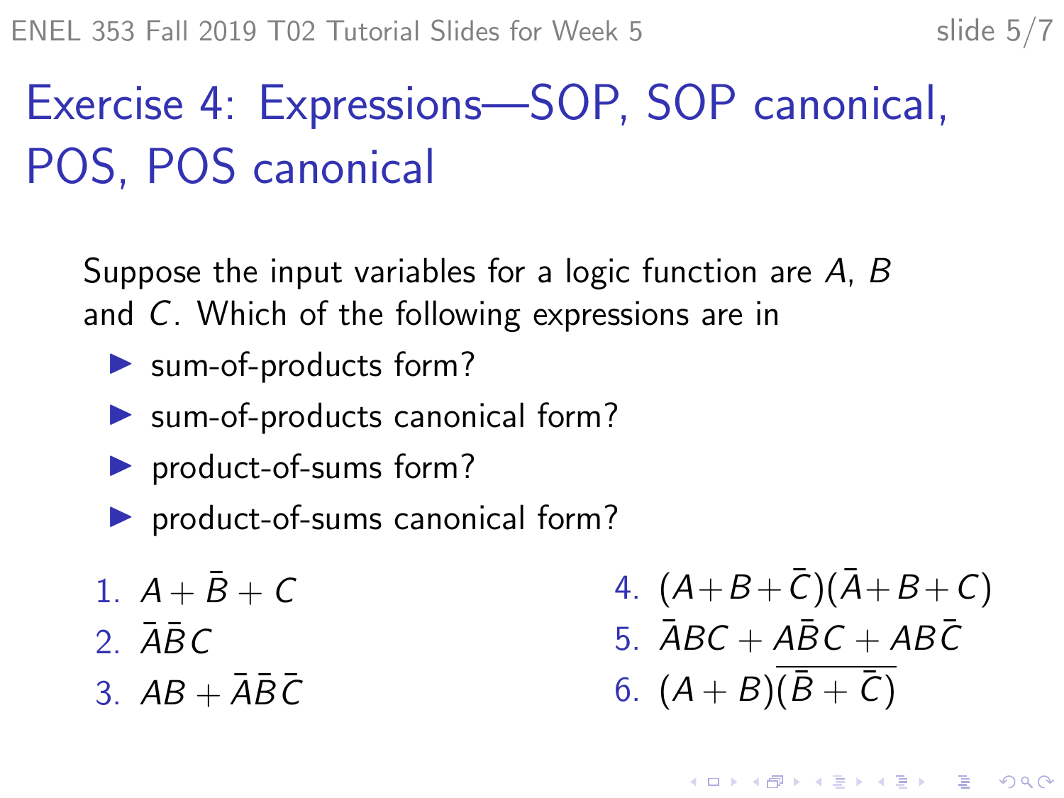# Exercise 4: Expressions—SOP, SOP canonical, POS, POS canonical

Suppose the input variables for a logic function are $A$, $B$ and $C$. Which of the following expressions are in

- sum-of-products form?
- sum-of-products canonical form?
- product-of-sums form?
- product-of-sums canonical form?

1. $A + \bar{B} + C$
2. $\bar{A}\bar{B}C$
3. $AB + \bar{A}\bar{B}\bar{C}$
4. $(A+B+\bar{C})(\bar{A}+B+C)$
5. $\bar{A}BC + A\bar{B}C + AB\bar{C}$
6. $(A + B)\overline{(\bar{B} + \bar{C})}$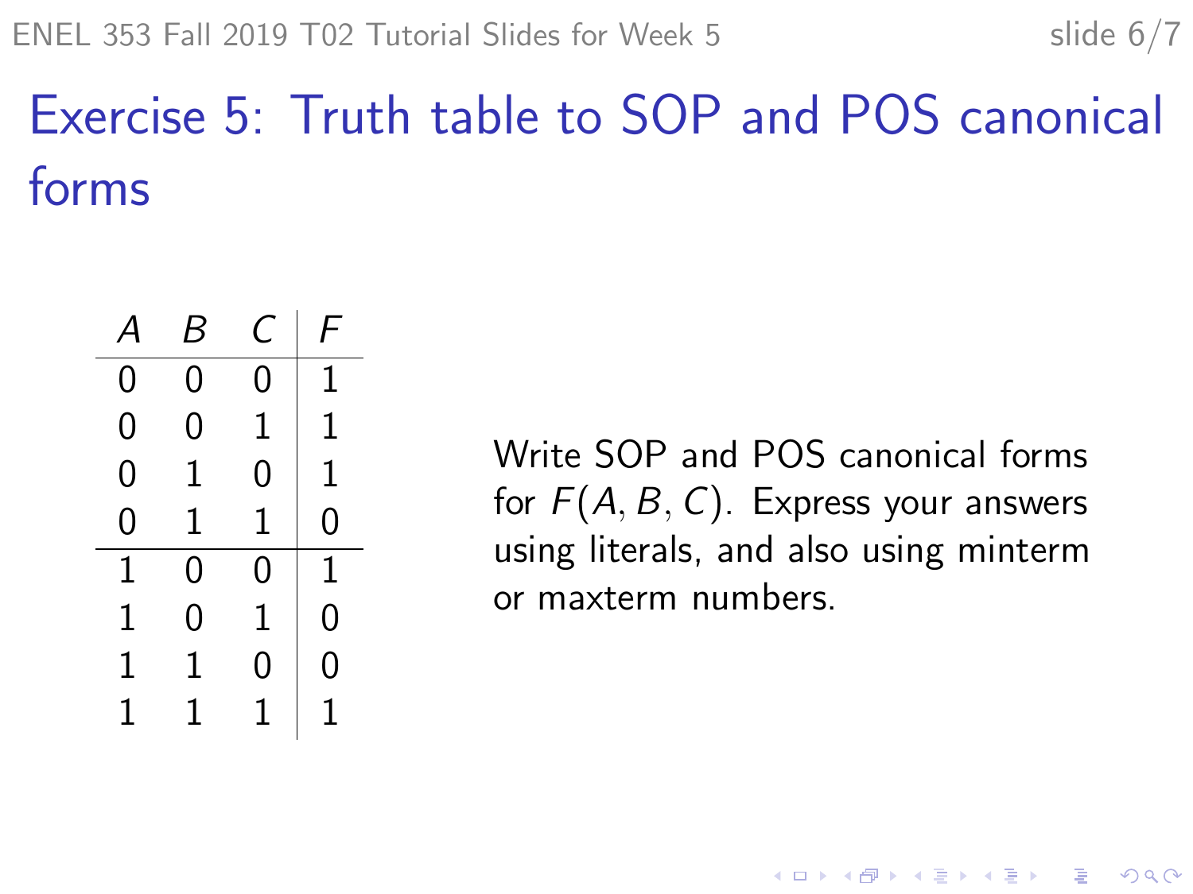# Exercise 5: Truth table to SOP and POS canonical forms

| $A$ | $B$ | $C$ | $F$ |
|---|---|---|---|
| 0 | 0 | 0 | 1 |
| 0 | 0 | 1 | 1 |
| 0 | 1 | 0 | 1 |
| 0 | 1 | 1 | 0 |
| 1 | 0 | 0 | 1 |
| 1 | 0 | 1 | 0 |
| 1 | 1 | 0 | 0 |
| 1 | 1 | 1 | 1 |

Write SOP and POS canonical forms for $F(A, B, C)$. Express your answers using literals, and also using minterm or maxterm numbers.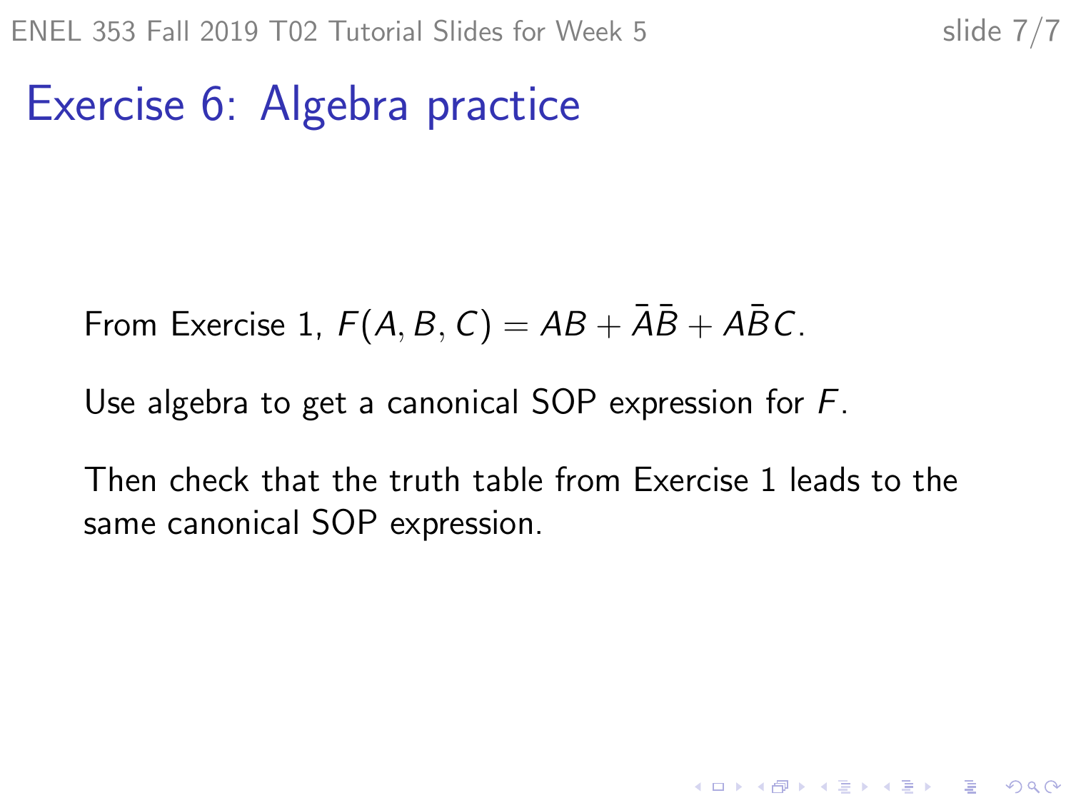# Exercise 6: Algebra practice

From Exercise 1, $F(A, B, C) = AB + \bar{A}\bar{B} + A\bar{B}C$.

Use algebra to get a canonical SOP expression for $F$.

Then check that the truth table from Exercise 1 leads to the same canonical SOP expression.